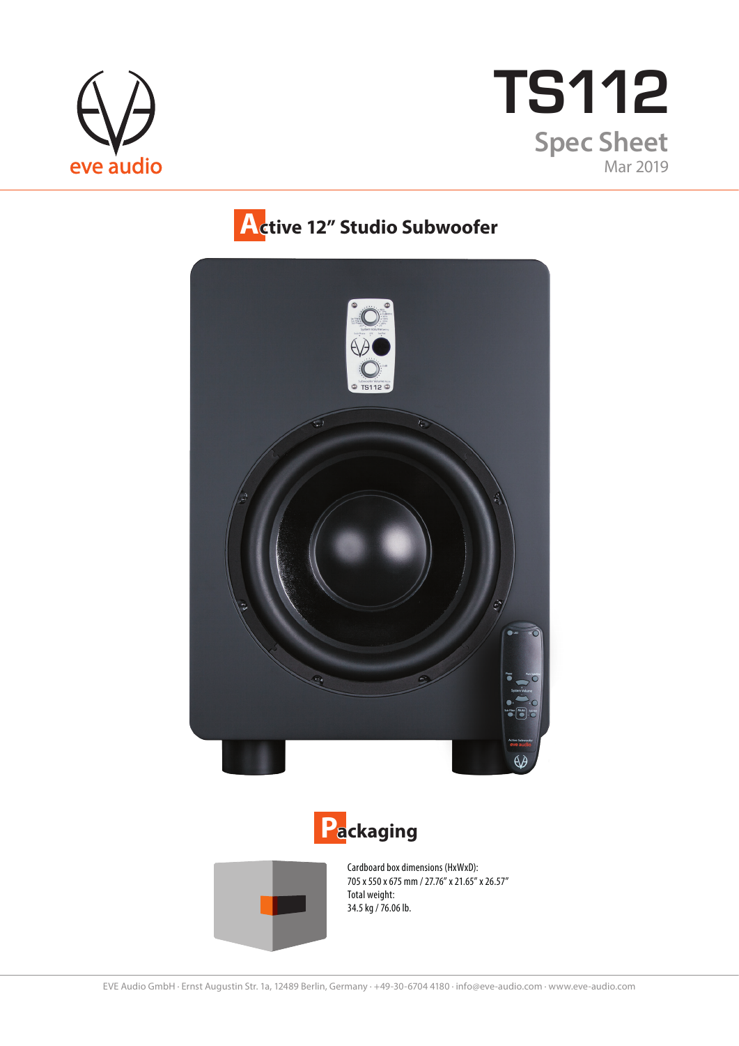eve audio

# TS112

## Spec Sheet

Mar 2019

## Active 12" Studio Subwoofer

## Packaging

Cardboard box dimensions (HxWxD):
705 x 550 x 675 mm / 27.76" x 21.65" x 26.57"
Total weight:
34.5 kg / 76.06 lb.

EVE Audio GmbH · Ernst Augustin Str. 1a, 12489 Berlin, Germany · +49-30-6704 4180 · info@eve-audio.com · www.eve-audio.com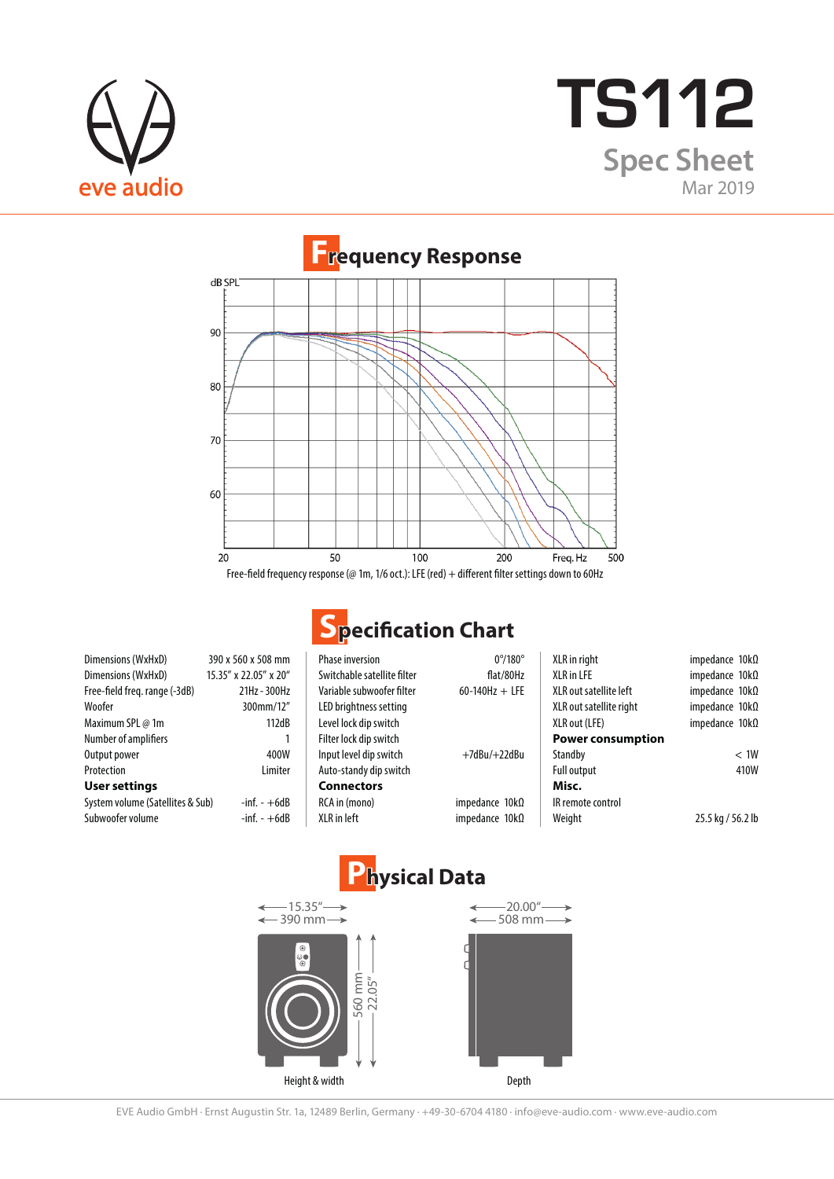eve audio

# TS112

## Spec Sheet

Mar 2019

## Frequency Response

dB SPL

90

80

70

60

20

50

100

200

Freq. Hz

500

Free-field frequency response (@ 1m, 1/6 oct.): LFE (red) + different filter settings down to 60Hz

## Specification Chart

| | |
|---|---|
| Dimensions (WxHxD) | 390 x 560 x 508 mm |
| Dimensions (WxHxD) | 15.35" x 22.05" x 20" |
| Free-field freq. range (-3dB) | 21Hz - 300Hz |
| Woofer | 300mm/12" |
| Maximum SPL @ 1m | 112dB |
| Number of amplifiers | 1 |
| Output power | 400W |
| Protection | Limiter |
| **User settings** | |
| System volume (Satellites & Sub) | -inf. - +6dB |
| Subwoofer volume | -inf. - +6dB |
| Phase inversion | 0°/180° |
| Switchable satellite filter | flat/80Hz |
| Variable subwoofer filter | 60-140Hz + LFE |
| LED brightness setting | |
| Level lock dip switch | |
| Filter lock dip switch | |
| Input level dip switch | +7dBu/+22dBu |
| Auto-standy dip switch | |
| **Connectors** | |
| RCA in (mono) | impedance 10kΩ |
| XLR in left | impedance 10kΩ |
| XLR in right | impedance 10kΩ |
| XLR in LFE | impedance 10kΩ |
| XLR out satellite left | impedance 10kΩ |
| XLR out satellite right | impedance 10kΩ |
| XLR out (LFE) | impedance 10kΩ |
| **Power consumption** | |
| Standby | < 1W |
| Full output | 410W |
| **Misc.** | |
| IR remote control | |
| Weight | 25.5 kg / 56.2 lb |

## Physical Data

15.35"

390 mm

560 mm

22.05"

Height & width

20.00"

508 mm

Depth

EVE Audio GmbH · Ernst Augustin Str. 1a, 12489 Berlin, Germany · +49-30-6704 4180 · info@eve-audio.com · www.eve-audio.com